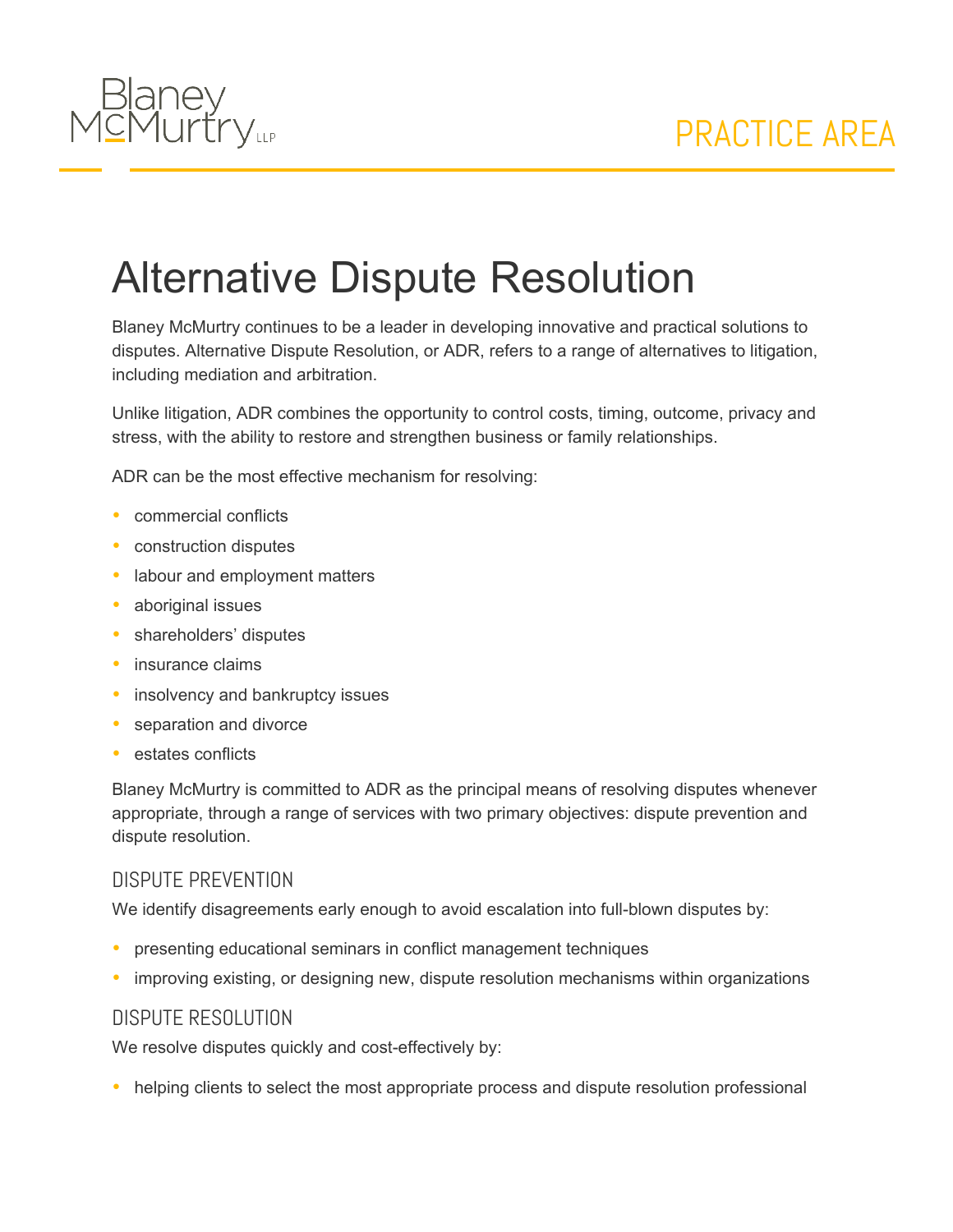Blaney McMurtry LLP

PRACTICE AREA

# Alternative Dispute Resolution

Blaney McMurtry continues to be a leader in developing innovative and practical solutions to disputes. Alternative Dispute Resolution, or ADR, refers to a range of alternatives to litigation, including mediation and arbitration.

Unlike litigation, ADR combines the opportunity to control costs, timing, outcome, privacy and stress, with the ability to restore and strengthen business or family relationships.

ADR can be the most effective mechanism for resolving:

- commercial conflicts
- construction disputes
- labour and employment matters
- aboriginal issues
- shareholders' disputes
- insurance claims
- insolvency and bankruptcy issues
- separation and divorce
- estates conflicts

Blaney McMurtry is committed to ADR as the principal means of resolving disputes whenever appropriate, through a range of services with two primary objectives: dispute prevention and dispute resolution.

## DISPUTE PREVENTION

We identify disagreements early enough to avoid escalation into full-blown disputes by:

- presenting educational seminars in conflict management techniques
- improving existing, or designing new, dispute resolution mechanisms within organizations

## DISPUTE RESOLUTION

We resolve disputes quickly and cost-effectively by:

- helping clients to select the most appropriate process and dispute resolution professional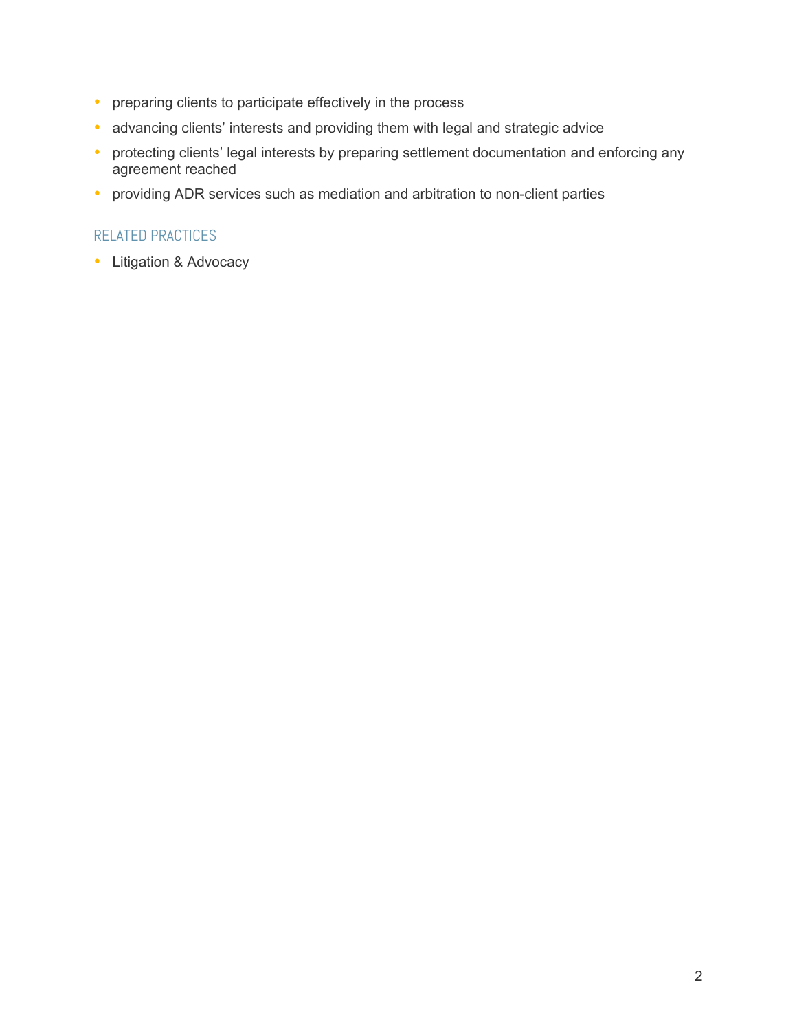- preparing clients to participate effectively in the process
- advancing clients’ interests and providing them with legal and strategic advice
- protecting clients’ legal interests by preparing settlement documentation and enforcing any agreement reached
- providing ADR services such as mediation and arbitration to non-client parties

## RELATED PRACTICES

- Litigation & Advocacy